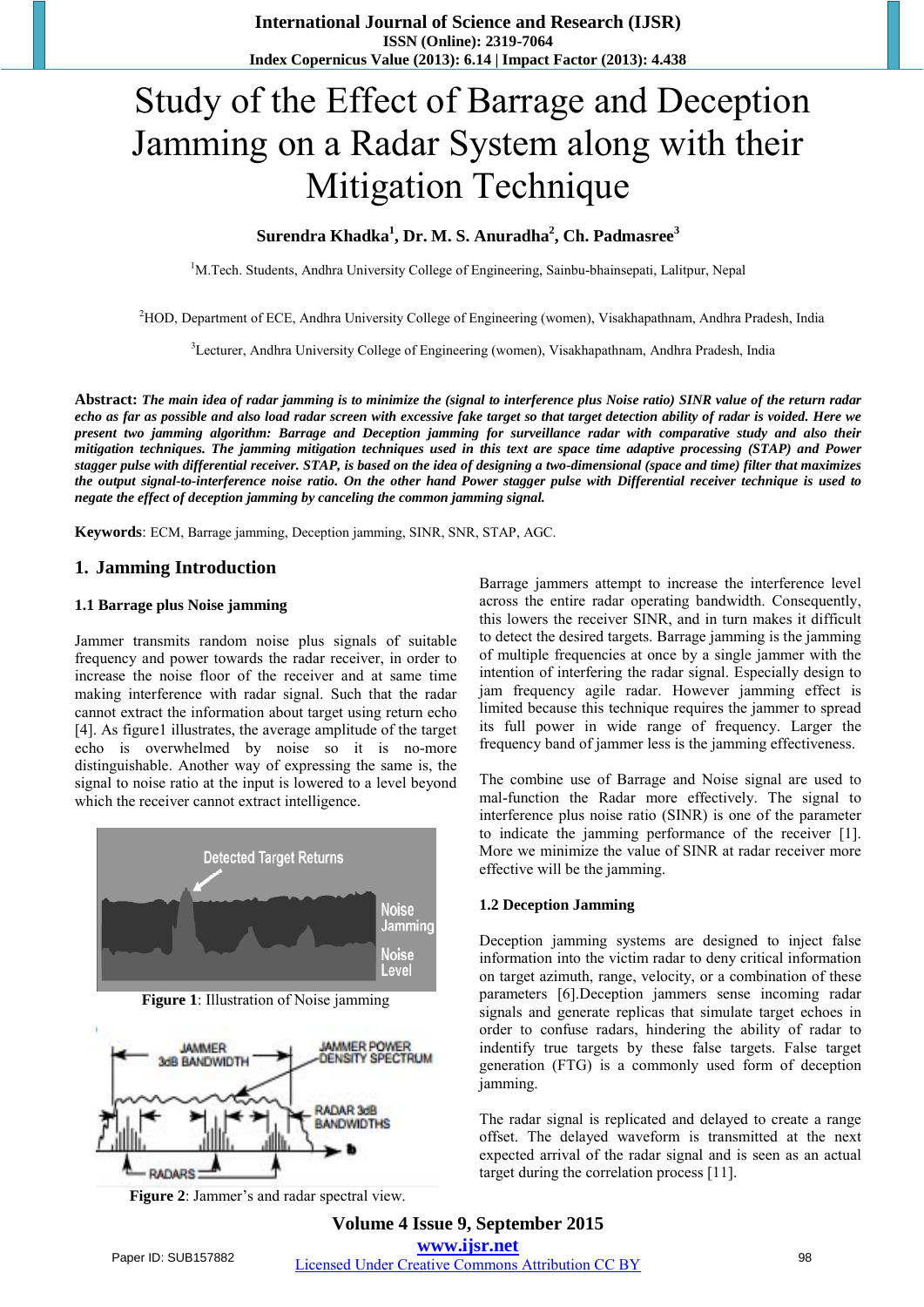# Study of the Effect of Barrage and Deception Jamming on a Radar System along with their Mitigation Technique

**Surendra Khadka[1], Dr. M. S. Anuradha[2], Ch. Padmasree[3]**

[1]M.Tech. Students, Andhra University College of Engineering, Sainbu-bhainsepati, Lalitpur, Nepal

[2]HOD, Department of ECE, Andhra University College of Engineering (women), Visakhapathnam, Andhra Pradesh, India

[3]Lecturer, Andhra University College of Engineering (women), Visakhapathnam, Andhra Pradesh, India

**Abstract:** ***The main idea of radar jamming is to minimize the (signal to interference plus Noise ratio) SINR value of the return radar echo as far as possible and also load radar screen with excessive fake target so that target detection ability of radar is voided. Here we present two jamming algorithm: Barrage and Deception jamming for surveillance radar with comparative study and also their mitigation techniques. The jamming mitigation techniques used in this text are space time adaptive processing (STAP) and Power stagger pulse with differential receiver. STAP, is based on the idea of designing a two-dimensional (space and time) filter that maximizes the output signal-to-interference noise ratio. On the other hand Power stagger pulse with Differential receiver technique is used to negate the effect of deception jamming by canceling the common jamming signal.***

**Keywords**: ECM, Barrage jamming, Deception jamming, SINR, SNR, STAP, AGC.

## 1. Jamming Introduction

### 1.1 Barrage plus Noise jamming

Jammer transmits random noise plus signals of suitable frequency and power towards the radar receiver, in order to increase the noise floor of the receiver and at same time making interference with radar signal. Such that the radar cannot extract the information about target using return echo [4]. As figure1 illustrates, the average amplitude of the target echo is overwhelmed by noise so it is no-more distinguishable. Another way of expressing the same is, the signal to noise ratio at the input is lowered to a level beyond which the receiver cannot extract intelligence.

**Figure 1**: Illustration of Noise jamming

**Figure 2**: Jammer's and radar spectral view.

Barrage jammers attempt to increase the interference level across the entire radar operating bandwidth. Consequently, this lowers the receiver SINR, and in turn makes it difficult to detect the desired targets. Barrage jamming is the jamming of multiple frequencies at once by a single jammer with the intention of interfering the radar signal. Especially design to jam frequency agile radar. However jamming effect is limited because this technique requires the jammer to spread its full power in wide range of frequency. Larger the frequency band of jammer less is the jamming effectiveness.

The combine use of Barrage and Noise signal are used to mal-function the Radar more effectively. The signal to interference plus noise ratio (SINR) is one of the parameter to indicate the jamming performance of the receiver [1]. More we minimize the value of SINR at radar receiver more effective will be the jamming.

### 1.2 Deception Jamming

Deception jamming systems are designed to inject false information into the victim radar to deny critical information on target azimuth, range, velocity, or a combination of these parameters [6].Deception jammers sense incoming radar signals and generate replicas that simulate target echoes in order to confuse radars, hindering the ability of radar to indentify true targets by these false targets. False target generation (FTG) is a commonly used form of deception jamming.

The radar signal is replicated and delayed to create a range offset. The delayed waveform is transmitted at the next expected arrival of the radar signal and is seen as an actual target during the correlation process [11].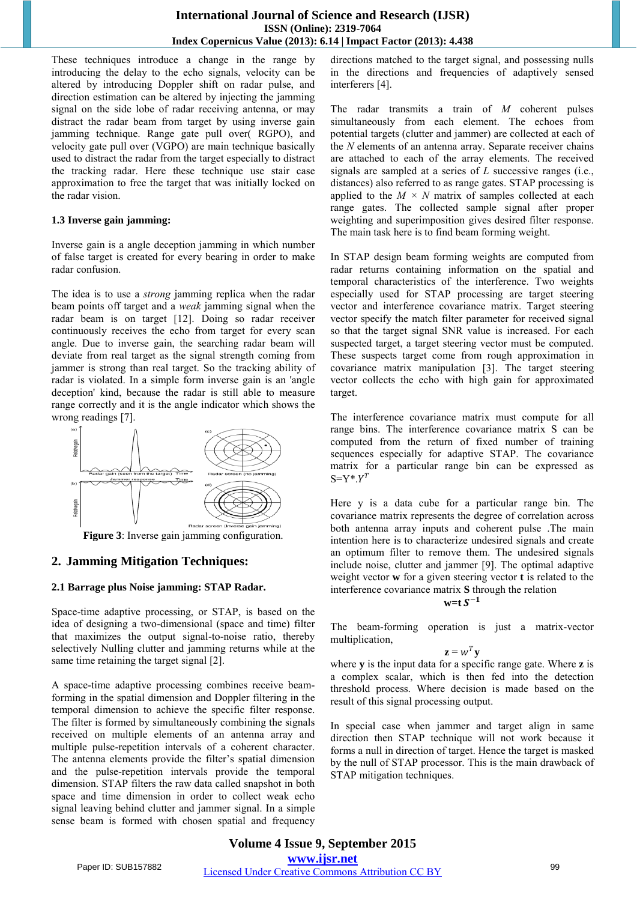These techniques introduce a change in the range by introducing the delay to the echo signals, velocity can be altered by introducing Doppler shift on radar pulse, and direction estimation can be altered by injecting the jamming signal on the side lobe of radar receiving antenna, or may distract the radar beam from target by using inverse gain jamming technique. Range gate pull over( RGPO), and velocity gate pull over (VGPO) are main technique basically used to distract the radar from the target especially to distract the tracking radar. Here these technique use stair case approximation to free the target that was initially locked on the radar vision.

### 1.3 Inverse gain jamming:

Inverse gain is a angle deception jamming in which number of false target is created for every bearing in order to make radar confusion.

The idea is to use a *strong* jamming replica when the radar beam points off target and a *weak* jamming signal when the radar beam is on target [12]. Doing so radar receiver continuously receives the echo from target for every scan angle. Due to inverse gain, the searching radar beam will deviate from real target as the signal strength coming from jammer is strong than real target. So the tracking ability of radar is violated. In a simple form inverse gain is an 'angle deception' kind, because the radar is still able to measure range correctly and it is the angle indicator which shows the wrong readings [7].

**Figure 3**: Inverse gain jamming configuration.

## 2. Jamming Mitigation Techniques:

### 2.1 Barrage plus Noise jamming: STAP Radar.

Space-time adaptive processing, or STAP, is based on the idea of designing a two-dimensional (space and time) filter that maximizes the output signal-to-noise ratio, thereby selectively Nulling clutter and jamming returns while at the same time retaining the target signal [2].

A space-time adaptive processing combines receive beam-forming in the spatial dimension and Doppler filtering in the temporal dimension to achieve the specific filter response. The filter is formed by simultaneously combining the signals received on multiple elements of an antenna array and multiple pulse-repetition intervals of a coherent character. The antenna elements provide the filter's spatial dimension and the pulse-repetition intervals provide the temporal dimension. STAP filters the raw data called snapshot in both space and time dimension in order to collect weak echo signal leaving behind clutter and jammer signal. In a simple sense beam is formed with chosen spatial and frequency directions matched to the target signal, and possessing nulls in the directions and frequencies of adaptively sensed interferers [4].

The radar transmits a train of $M$ coherent pulses simultaneously from each element. The echoes from potential targets (clutter and jammer) are collected at each of the $N$ elements of an antenna array. Separate receiver chains are attached to each of the array elements. The received signals are sampled at a series of $L$ successive ranges (i.e., distances) also referred to as range gates. STAP processing is applied to the $M \times N$ matrix of samples collected at each range gates. The collected sample signal after proper weighting and superimposition gives desired filter response. The main task here is to find beam forming weight.

In STAP design beam forming weights are computed from radar returns containing information on the spatial and temporal characteristics of the interference. Two weights especially used for STAP processing are target steering vector and interference covariance matrix. Target steering vector specify the match filter parameter for received signal so that the target signal SNR value is increased. For each suspected target, a target steering vector must be computed. These suspects target come from rough approximation in covariance matrix manipulation [3]. The target steering vector collects the echo with high gain for approximated target.

The interference covariance matrix must compute for all range bins. The interference covariance matrix S can be computed from the return of fixed number of training sequences especially for adaptive STAP. The covariance matrix for a particular range bin can be expressed as $S{=}Y{*}.Y^{T}$

Here y is a data cube for a particular range bin. The covariance matrix represents the degree of correlation across both antenna array inputs and coherent pulse .The main intention here is to characterize undesired signals and create an optimum filter to remove them. The undesired signals include noise, clutter and jammer [9]. The optimal adaptive weight vector **w** for a given steering vector **t** is related to the interference covariance matrix **S** through the relation

$$\mathbf{w}{=}\mathbf{t}\, S^{-1}$$

The beam-forming operation is just a matrix-vector multiplication,

$$\mathbf{z} = w^{T}\mathbf{y}$$

where **y** is the input data for a specific range gate. Where **z** is a complex scalar, which is then fed into the detection threshold process. Where decision is made based on the result of this signal processing output.

In special case when jammer and target align in same direction then STAP technique will not work because it forms a null in direction of target. Hence the target is masked by the null of STAP processor. This is the main drawback of STAP mitigation techniques.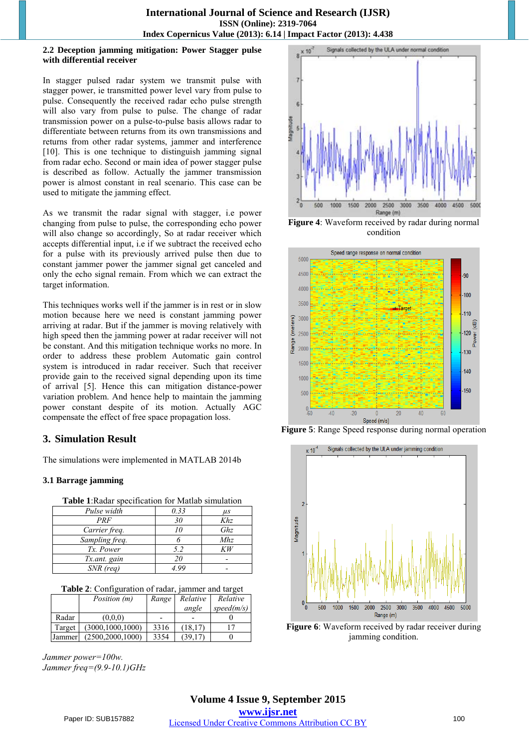### 2.2 Deception jamming mitigation: Power Stagger pulse with differential receiver

In stagger pulsed radar system we transmit pulse with stagger power, ie transmitted power level vary from pulse to pulse. Consequently the received radar echo pulse strength will also vary from pulse to pulse. The change of radar transmission power on a pulse-to-pulse basis allows radar to differentiate between returns from its own transmissions and returns from other radar systems, jammer and interference [10]. This is one technique to distinguish jamming signal from radar echo. Second or main idea of power stagger pulse is described as follow. Actually the jammer transmission power is almost constant in real scenario. This case can be used to mitigate the jamming effect.

As we transmit the radar signal with stagger, i.e power changing from pulse to pulse, the corresponding echo power will also change so accordingly, So at radar receiver which accepts differential input, i.e if we subtract the received echo for a pulse with its previously arrived pulse then due to constant jammer power the jammer signal get canceled and only the echo signal remain. From which we can extract the target information.

This techniques works well if the jammer is in rest or in slow motion because here we need is constant jamming power arriving at radar. But if the jammer is moving relatively with high speed then the jamming power at radar receiver will not be constant. And this mitigation technique works no more. In order to address these problem Automatic gain control system is introduced in radar receiver. Such that receiver provide gain to the received signal depending upon its time of arrival [5]. Hence this can mitigation distance-power variation problem. And hence help to maintain the jamming power constant despite of its motion. Actually AGC compensate the effect of free space propagation loss.

## 3. Simulation Result

The simulations were implemented in MATLAB 2014b

### 3.1 Barrage jamming

**Table 1**:Radar specification for Matlab simulation

| | | |
|---|---|---|
| *Pulse width* | *0.33* | *µs* |
| *PRF* | *30* | *Khz* |
| *Carrier freq.* | *10* | *Ghz* |
| *Sampling freq.* | *6* | *Mhz* |
| *Tx. Power* | *5.2* | *KW* |
| *Tx.ant. gain* | *20* | - |
| *SNR (req)* | *4.99* | - |

**Table 2**: Configuration of radar, jammer and target

| | *Position (m)* | *Range* | *Relative angle* | *Relative speed(m/s)* |
|---|---|---|---|---|
| Radar | (0,0,0) | - | - | 0 |
| Target | (3000,1000,1000) | 3316 | (18,17) | 17 |
| Jammer | (2500,2000,1000) | 3354 | (39,17) | 0 |

*Jammer power=100w.*
*Jammer freq=(9.9-10.1)GHz*

**Figure 4**: Waveform received by radar during normal condition

**Figure 5**: Range Speed response during normal operation

**Figure 6**: Waveform received by radar receiver during jamming condition.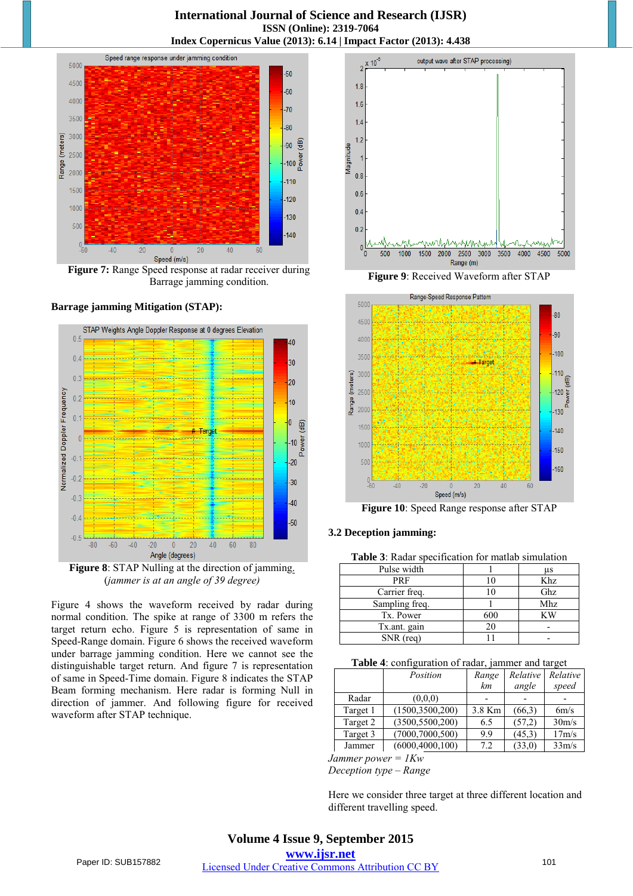Figure 7: Range Speed response at radar receiver during Barrage jamming condition.

**Barrage jamming Mitigation (STAP):**

Figure 8: STAP Nulling at the direction of jamming. *(jammer is at an angle of 39 degree)*

Figure 4 shows the waveform received by radar during normal condition. The spike at range of 3300 m refers the target return echo. Figure 5 is representation of same in Speed-Range domain. Figure 6 shows the received waveform under barrage jamming condition. Here we cannot see the distinguishable target return. And figure 7 is representation of same in Speed-Time domain. Figure 8 indicates the STAP Beam forming mechanism. Here radar is forming Null in direction of jammer. And following figure for received waveform after STAP technique.

Figure 9: Received Waveform after STAP

Figure 10: Speed Range response after STAP

### 3.2 Deception jamming:

Table 3: Radar specification for matlab simulation

| Pulse width | 1 | µs |
|---|---|---|
| PRF | 10 | Khz |
| Carrier freq. | 10 | Ghz |
| Sampling freq. | 1 | Mhz |
| Tx. Power | 600 | KW |
| Tx.ant. gain | 20 | - |
| SNR (req) | 11 | - |

Table 4: configuration of radar, jammer and target

| | *Position* | *Range km* | *Relative angle* | *Relative speed* |
|---|---|---|---|---|
| Radar | (0,0,0) | - | - | - |
| Target 1 | (1500,3500,200) | 3.8 Km | (66,3) | 6m/s |
| Target 2 | (3500,5500,200) | 6.5 | (57,2) | 30m/s |
| Target 3 | (7000,7000,500) | 9.9 | (45,3) | 17m/s |
| Jammer | (6000,4000,100) | 7.2 | (33,0) | 33m/s |

*Jammer power = 1Kw*
*Deception type – Range*

Here we consider three target at three different location and different travelling speed.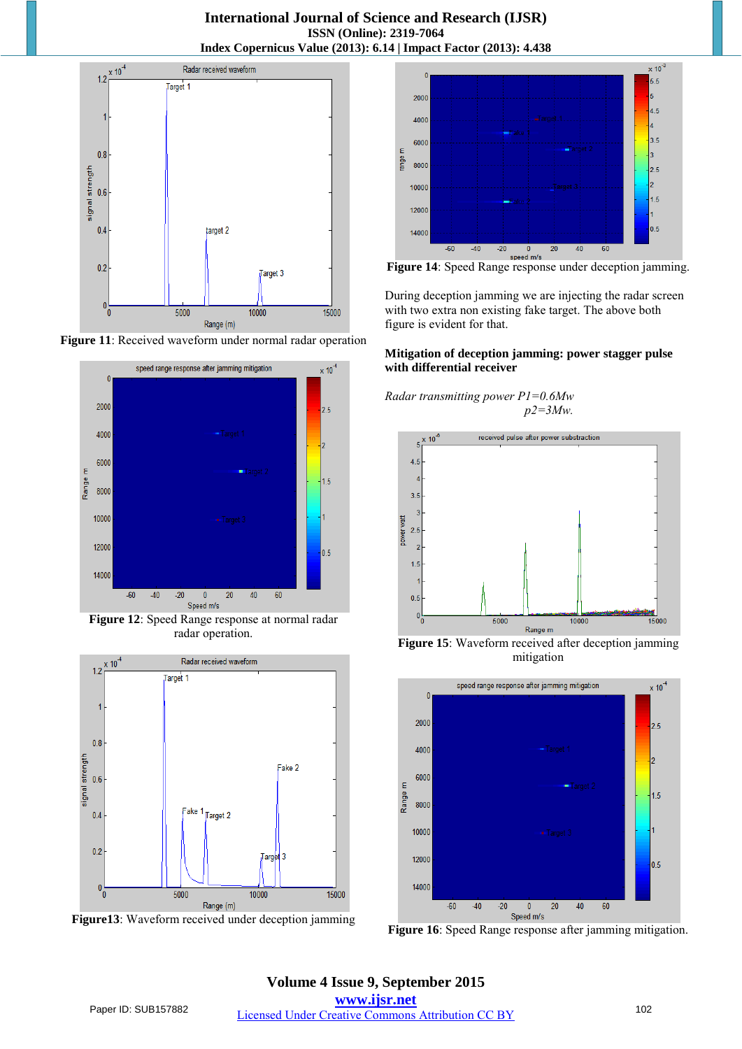**Figure 11**: Received waveform under normal radar operation

**Figure 12**: Speed Range response at normal radar radar operation.

**Figure13**: Waveform received under deception jamming

**Figure 14**: Speed Range response under deception jamming.

During deception jamming we are injecting the radar screen with two extra non existing fake target. The above both figure is evident for that.

**Mitigation of deception jamming: power stagger pulse with differential receiver**

*Radar transmitting power P1=0.6Mw*
*p2=3Mw.*

**Figure 15**: Waveform received after deception jamming mitigation

**Figure 16**: Speed Range response after jamming mitigation.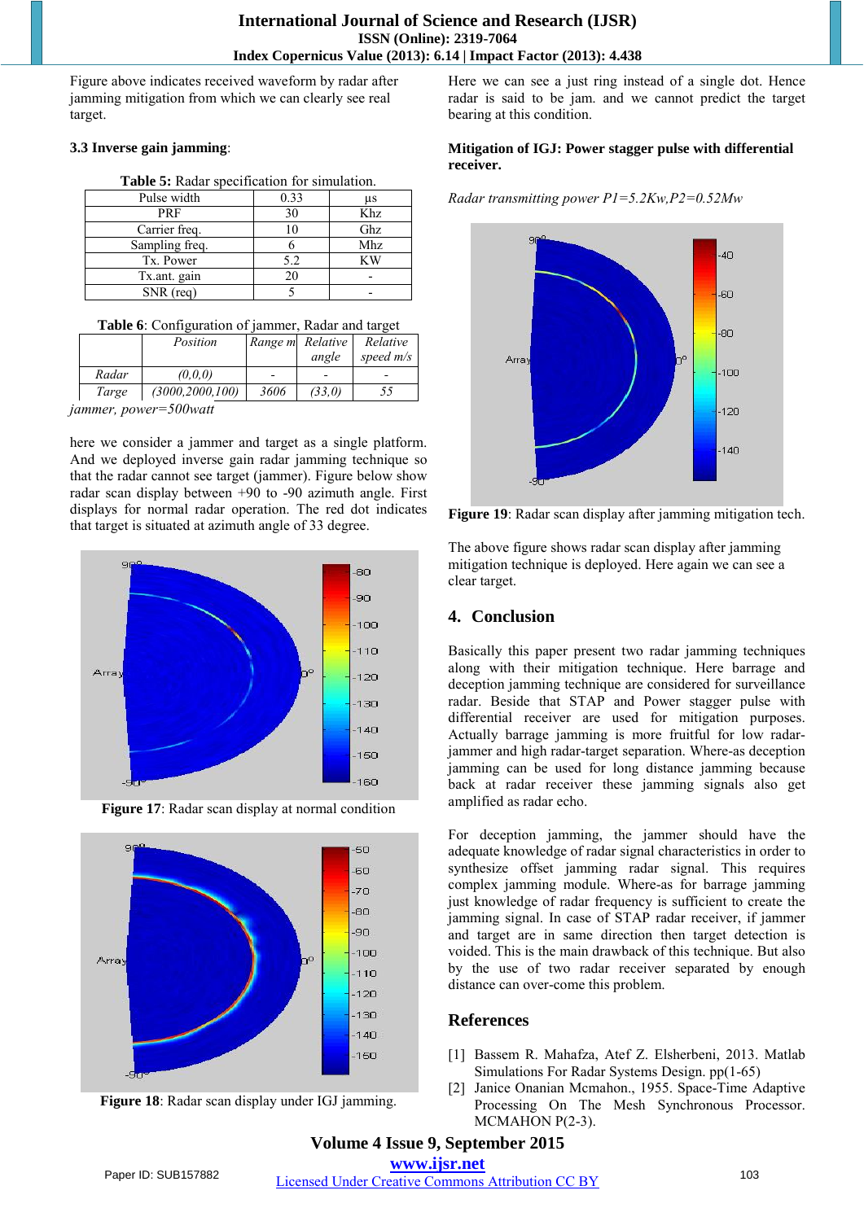Figure above indicates received waveform by radar after jamming mitigation from which we can clearly see real target.

### 3.3 Inverse gain jamming:

**Table 5:** Radar specification for simulation.

| Pulse width | 0.33 | µs |
|---|---|---|
| PRF | 30 | Khz |
| Carrier freq. | 10 | Ghz |
| Sampling freq. | 6 | Mhz |
| Tx. Power | 5.2 | KW |
| Tx.ant. gain | 20 | - |
| SNR (req) | 5 | - |

**Table 6**: Configuration of jammer, Radar and target

| | *Position* | *Range m* | *Relative angle* | *Relative speed m/s* |
|---|---|---|---|---|
| *Radar* | *(0,0,0)* | - | - | - |
| *Targe* | *(3000,2000,100)* | *3606* | *(33,0)* | *55* |

*jammer, power=500watt*

here we consider a jammer and target as a single platform. And we deployed inverse gain radar jamming technique so that the radar cannot see target (jammer). Figure below show radar scan display between +90 to -90 azimuth angle. First displays for normal radar operation. The red dot indicates that target is situated at azimuth angle of 33 degree.

**Figure 17**: Radar scan display at normal condition

**Figure 18**: Radar scan display under IGJ jamming.

Here we can see a just ring instead of a single dot. Hence radar is said to be jam. and we cannot predict the target bearing at this condition.

**Mitigation of IGJ: Power stagger pulse with differential receiver.**

*Radar transmitting power P1=5.2Kw,P2=0.52Mw*

**Figure 19**: Radar scan display after jamming mitigation tech.

The above figure shows radar scan display after jamming mitigation technique is deployed. Here again we can see a clear target.

## 4. Conclusion

Basically this paper present two radar jamming techniques along with their mitigation technique. Here barrage and deception jamming technique are considered for surveillance radar. Beside that STAP and Power stagger pulse with differential receiver are used for mitigation purposes. Actually barrage jamming is more fruitful for low radar-jammer and high radar-target separation. Where-as deception jamming can be used for long distance jamming because back at radar receiver these jamming signals also get amplified as radar echo.

For deception jamming, the jammer should have the adequate knowledge of radar signal characteristics in order to synthesize offset jamming radar signal. This requires complex jamming module. Where-as for barrage jamming just knowledge of radar frequency is sufficient to create the jamming signal. In case of STAP radar receiver, if jammer and target are in same direction then target detection is voided. This is the main drawback of this technique. But also by the use of two radar receiver separated by enough distance can over-come this problem.

## References

[1] Bassem R. Mahafza, Atef Z. Elsherbeni, 2013. Matlab Simulations For Radar Systems Design. pp(1-65)

[2] Janice Onanian Mcmahon., 1955. Space-Time Adaptive Processing On The Mesh Synchronous Processor. MCMAHON P(2-3).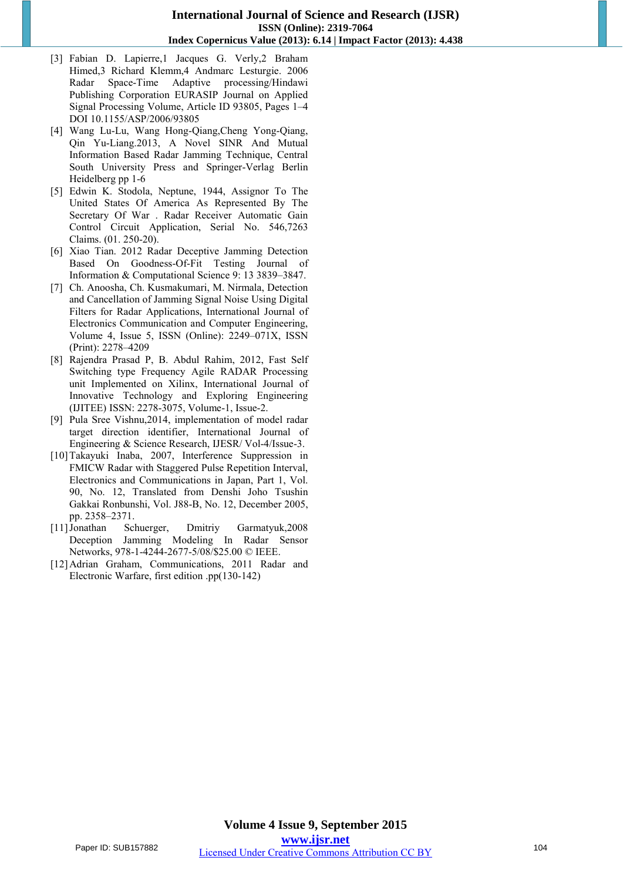[3] Fabian D. Lapierre,1 Jacques G. Verly,2 Braham Himed,3 Richard Klemm,4 Andmarc Lesturgie. 2006 Radar Space-Time Adaptive processing/Hindawi Publishing Corporation EURASIP Journal on Applied Signal Processing Volume, Article ID 93805, Pages 1–4 DOI 10.1155/ASP/2006/93805

[4] Wang Lu-Lu, Wang Hong-Qiang,Cheng Yong-Qiang, Qin Yu-Liang.2013, A Novel SINR And Mutual Information Based Radar Jamming Technique, Central South University Press and Springer-Verlag Berlin Heidelberg pp 1-6

[5] Edwin K. Stodola, Neptune, 1944, Assignor To The United States Of America As Represented By The Secretary Of War . Radar Receiver Automatic Gain Control Circuit Application, Serial No. 546,7263 Claims. (01. 250-20).

[6] Xiao Tian. 2012 Radar Deceptive Jamming Detection Based On Goodness-Of-Fit Testing Journal of Information & Computational Science 9: 13 3839–3847.

[7] Ch. Anoosha, Ch. Kusmakumari, M. Nirmala, Detection and Cancellation of Jamming Signal Noise Using Digital Filters for Radar Applications, International Journal of Electronics Communication and Computer Engineering, Volume 4, Issue 5, ISSN (Online): 2249–071X, ISSN (Print): 2278–4209

[8] Rajendra Prasad P, B. Abdul Rahim, 2012, Fast Self Switching type Frequency Agile RADAR Processing unit Implemented on Xilinx, International Journal of Innovative Technology and Exploring Engineering (IJITEE) ISSN: 2278-3075, Volume-1, Issue-2.

[9] Pula Sree Vishnu,2014, implementation of model radar target direction identifier, International Journal of Engineering & Science Research, IJESR/ Vol-4/Issue-3.

[10] Takayuki Inaba, 2007, Interference Suppression in FMICW Radar with Staggered Pulse Repetition Interval, Electronics and Communications in Japan, Part 1, Vol. 90, No. 12, Translated from Denshi Joho Tsushin Gakkai Ronbunshi, Vol. J88-B, No. 12, December 2005, pp. 2358–2371.

[11] Jonathan Schuerger, Dmitriy Garmatyuk,2008 Deception Jamming Modeling In Radar Sensor Networks, 978-1-4244-2677-5/08/$25.00 © IEEE.

[12] Adrian Graham, Communications, 2011 Radar and Electronic Warfare, first edition .pp(130-142)